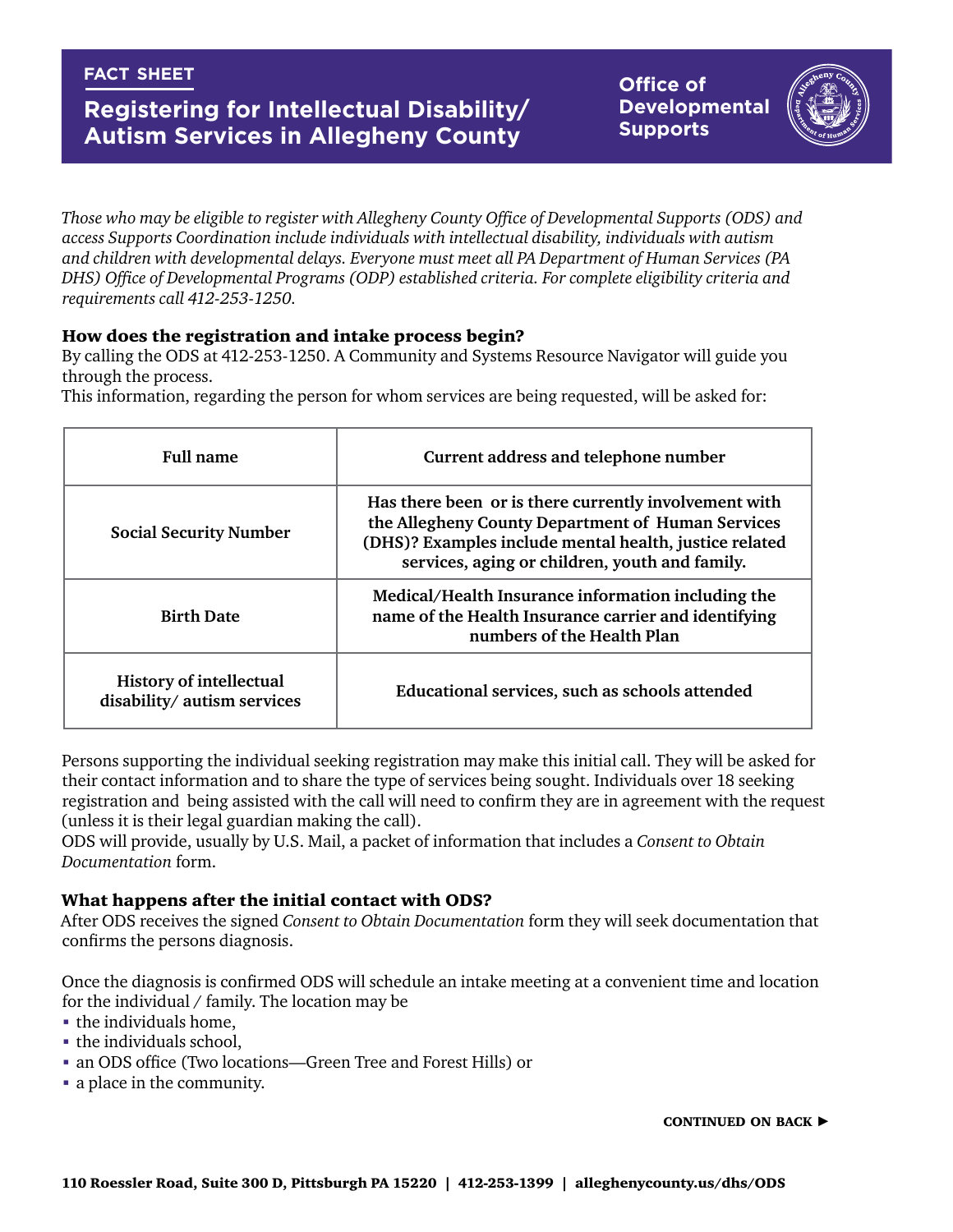FACT SHEET

# Registering for Intellectual Disability/ Autism Services in Allegheny County

Office of Developmental Supports

*Those who may be eligible to register with Allegheny County Office of Developmental Supports (ODS) and access Supports Coordination include individuals with intellectual disability, individuals with autism and children with developmental delays. Everyone must meet all PA Department of Human Services (PA DHS) Office of Developmental Programs (ODP) established criteria. For complete eligibility criteria and requirements call 412-253-1250.*

### How does the registration and intake process begin?

By calling the ODS at 412-253-1250. A Community and Systems Resource Navigator will guide you through the process.
This information, regarding the person for whom services are being requested, will be asked for:

| Full name | Current address and telephone number |
|---|---|
| Social Security Number | Has there been or is there currently involvement with the Allegheny County Department of Human Services (DHS)? Examples include mental health, justice related services, aging or children, youth and family. |
| Birth Date | Medical/Health Insurance information including the name of the Health Insurance carrier and identifying numbers of the Health Plan |
| History of intellectual disability/ autism services | Educational services, such as schools attended |

Persons supporting the individual seeking registration may make this initial call. They will be asked for their contact information and to share the type of services being sought. Individuals over 18 seeking registration and being assisted with the call will need to confirm they are in agreement with the request (unless it is their legal guardian making the call).
ODS will provide, usually by U.S. Mail, a packet of information that includes a *Consent to Obtain Documentation* form.

### What happens after the initial contact with ODS?

After ODS receives the signed *Consent to Obtain Documentation* form they will seek documentation that confirms the persons diagnosis.

Once the diagnosis is confirmed ODS will schedule an intake meeting at a convenient time and location for the individual / family. The location may be

- the individuals home,
- the individuals school,
- an ODS office (Two locations—Green Tree and Forest Hills) or
- a place in the community.

CONTINUED ON BACK ►

110 Roessler Road, Suite 300 D, Pittsburgh PA 15220 | 412-253-1399 | alleghenycounty.us/dhs/ODS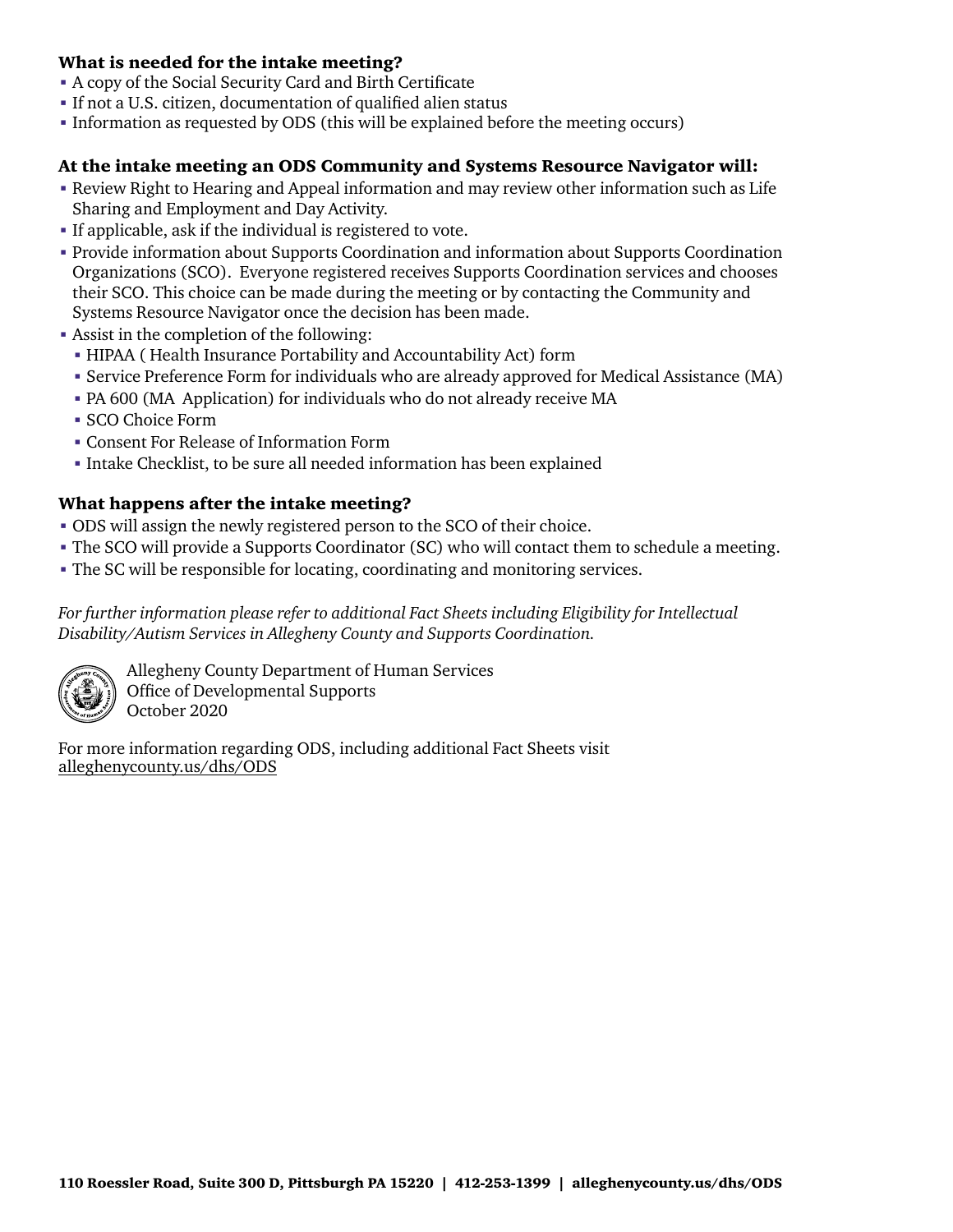### What is needed for the intake meeting?

- A copy of the Social Security Card and Birth Certificate
- If not a U.S. citizen, documentation of qualified alien status
- Information as requested by ODS (this will be explained before the meeting occurs)

### At the intake meeting an ODS Community and Systems Resource Navigator will:

- Review Right to Hearing and Appeal information and may review other information such as Life Sharing and Employment and Day Activity.
- If applicable, ask if the individual is registered to vote.
- Provide information about Supports Coordination and information about Supports Coordination Organizations (SCO). Everyone registered receives Supports Coordination services and chooses their SCO. This choice can be made during the meeting or by contacting the Community and Systems Resource Navigator once the decision has been made.
- Assist in the completion of the following:
  - HIPAA ( Health Insurance Portability and Accountability Act) form
  - Service Preference Form for individuals who are already approved for Medical Assistance (MA)
  - PA 600 (MA Application) for individuals who do not already receive MA
  - SCO Choice Form
  - Consent For Release of Information Form
  - Intake Checklist, to be sure all needed information has been explained

### What happens after the intake meeting?

- ODS will assign the newly registered person to the SCO of their choice.
- The SCO will provide a Supports Coordinator (SC) who will contact them to schedule a meeting.
- The SC will be responsible for locating, coordinating and monitoring services.

*For further information please refer to additional Fact Sheets including Eligibility for Intellectual Disability/Autism Services in Allegheny County and Supports Coordination.*

Allegheny County Department of Human Services
Office of Developmental Supports
October 2020

For more information regarding ODS, including additional Fact Sheets visit
alleghenycounty.us/dhs/ODS

**110 Roessler Road, Suite 300 D, Pittsburgh PA 15220 | 412-253-1399 | alleghenycounty.us/dhs/ODS**